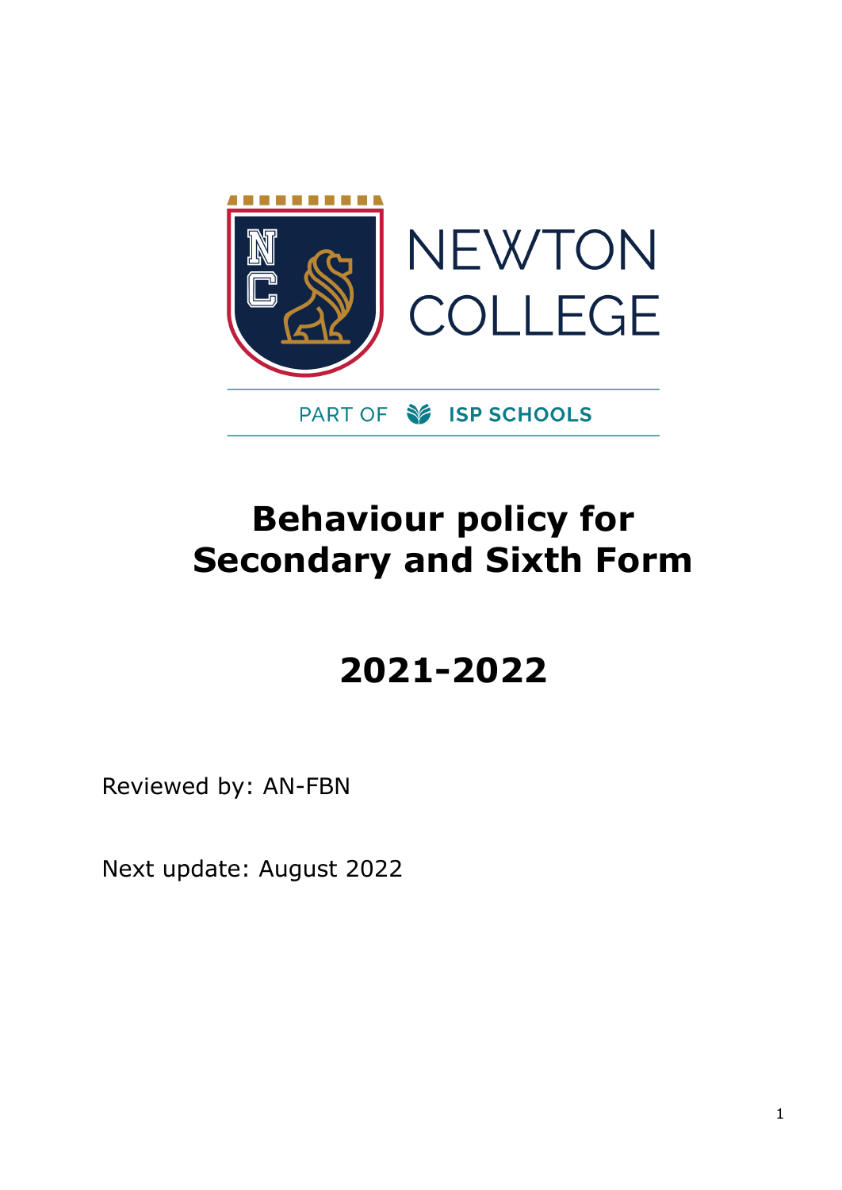NEWTON COLLEGE

PART OF ISP SCHOOLS

# Behaviour policy for Secondary and Sixth Form

# 2021-2022

Reviewed by: AN-FBN

Next update: August 2022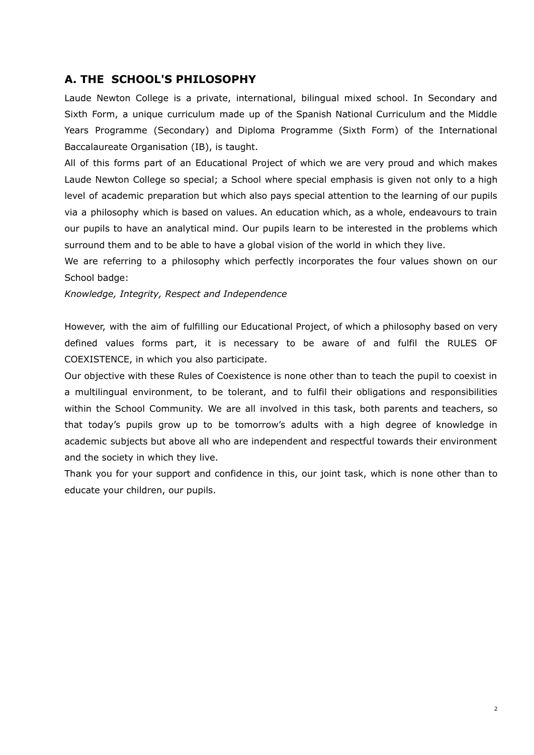## A. THE SCHOOL'S PHILOSOPHY

Laude Newton College is a private, international, bilingual mixed school. In Secondary and Sixth Form, a unique curriculum made up of the Spanish National Curriculum and the Middle Years Programme (Secondary) and Diploma Programme (Sixth Form) of the International Baccalaureate Organisation (IB), is taught.

All of this forms part of an Educational Project of which we are very proud and which makes Laude Newton College so special; a School where special emphasis is given not only to a high level of academic preparation but which also pays special attention to the learning of our pupils via a philosophy which is based on values. An education which, as a whole, endeavours to train our pupils to have an analytical mind. Our pupils learn to be interested in the problems which surround them and to be able to have a global vision of the world in which they live.

We are referring to a philosophy which perfectly incorporates the four values shown on our School badge:

*Knowledge, Integrity, Respect and Independence*

However, with the aim of fulfilling our Educational Project, of which a philosophy based on very defined values forms part, it is necessary to be aware of and fulfil the RULES OF COEXISTENCE, in which you also participate.

Our objective with these Rules of Coexistence is none other than to teach the pupil to coexist in a multilingual environment, to be tolerant, and to fulfil their obligations and responsibilities within the School Community. We are all involved in this task, both parents and teachers, so that today's pupils grow up to be tomorrow's adults with a high degree of knowledge in academic subjects but above all who are independent and respectful towards their environment and the society in which they live.

Thank you for your support and confidence in this, our joint task, which is none other than to educate your children, our pupils.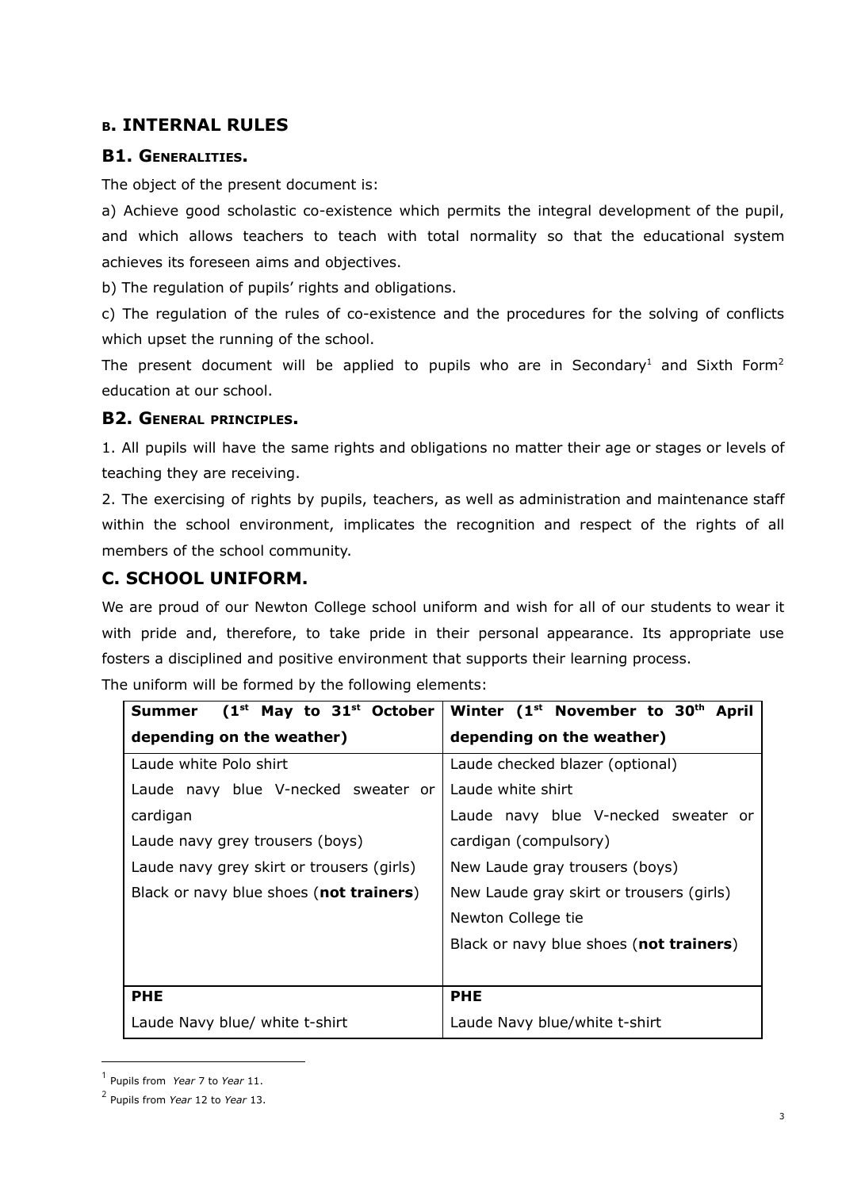## B. INTERNAL RULES

### B1. GENERALITIES.

The object of the present document is:

a) Achieve good scholastic co-existence which permits the integral development of the pupil, and which allows teachers to teach with total normality so that the educational system achieves its foreseen aims and objectives.

b) The regulation of pupils' rights and obligations.

c) The regulation of the rules of co-existence and the procedures for the solving of conflicts which upset the running of the school.

The present document will be applied to pupils who are in Secondary[1] and Sixth Form[2] education at our school.

### B2. GENERAL PRINCIPLES.

1. All pupils will have the same rights and obligations no matter their age or stages or levels of teaching they are receiving.

2. The exercising of rights by pupils, teachers, as well as administration and maintenance staff within the school environment, implicates the recognition and respect of the rights of all members of the school community.

## C. SCHOOL UNIFORM.

We are proud of our Newton College school uniform and wish for all of our students to wear it with pride and, therefore, to take pride in their personal appearance. Its appropriate use fosters a disciplined and positive environment that supports their learning process.

The uniform will be formed by the following elements:

| **Summer (1st May to 31st October depending on the weather)** | **Winter (1st November to 30th April depending on the weather)** |
|---|---|
| Laude white Polo shirt<br>Laude navy blue V-necked sweater or cardigan<br>Laude navy grey trousers (boys)<br>Laude navy grey skirt or trousers (girls)<br>Black or navy blue shoes (**not trainers**) | Laude checked blazer (optional)<br>Laude white shirt<br>Laude navy blue V-necked sweater or cardigan (compulsory)<br>New Laude gray trousers (boys)<br>New Laude gray skirt or trousers (girls)<br>Newton College tie<br>Black or navy blue shoes (**not trainers**) |
| **PHE** | **PHE** |
| Laude Navy blue/ white t-shirt | Laude Navy blue/white t-shirt |

[1] Pupils from *Year* 7 to *Year* 11.

[2] Pupils from *Year* 12 to *Year* 13.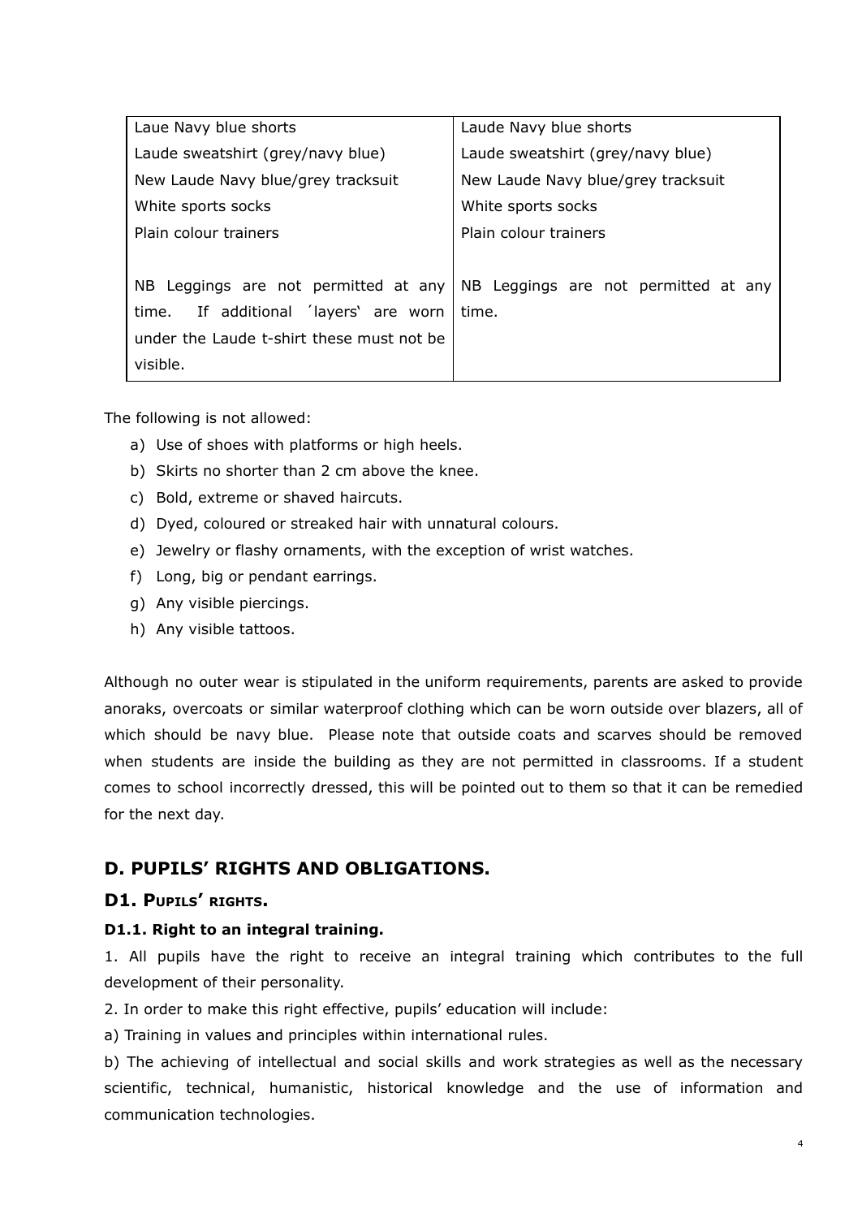| Laue Navy blue shorts<br>Laude sweatshirt (grey/navy blue)<br>New Laude Navy blue/grey tracksuit<br>White sports socks<br>Plain colour trainers<br><br>NB Leggings are not permitted at any time. If additional ´layers�What are worn under the Laude t-shirt these must not be visible. | Laude Navy blue shorts<br>Laude sweatshirt (grey/navy blue)<br>New Laude Navy blue/grey tracksuit<br>White sports socks<br>Plain colour trainers<br><br>NB Leggings are not permitted at any time. |
|---|---|

The following is not allowed:

a) Use of shoes with platforms or high heels.
b) Skirts no shorter than 2 cm above the knee.
c) Bold, extreme or shaved haircuts.
d) Dyed, coloured or streaked hair with unnatural colours.
e) Jewelry or flashy ornaments, with the exception of wrist watches.
f) Long, big or pendant earrings.
g) Any visible piercings.
h) Any visible tattoos.

Although no outer wear is stipulated in the uniform requirements, parents are asked to provide anoraks, overcoats or similar waterproof clothing which can be worn outside over blazers, all of which should be navy blue. Please note that outside coats and scarves should be removed when students are inside the building as they are not permitted in classrooms. If a student comes to school incorrectly dressed, this will be pointed out to them so that it can be remedied for the next day.

## D. PUPILS' RIGHTS AND OBLIGATIONS.

### D1. PUPILS' RIGHTS.

#### D1.1. Right to an integral training.

1. All pupils have the right to receive an integral training which contributes to the full development of their personality.

2. In order to make this right effective, pupils' education will include:

a) Training in values and principles within international rules.

b) The achieving of intellectual and social skills and work strategies as well as the necessary scientific, technical, humanistic, historical knowledge and the use of information and communication technologies.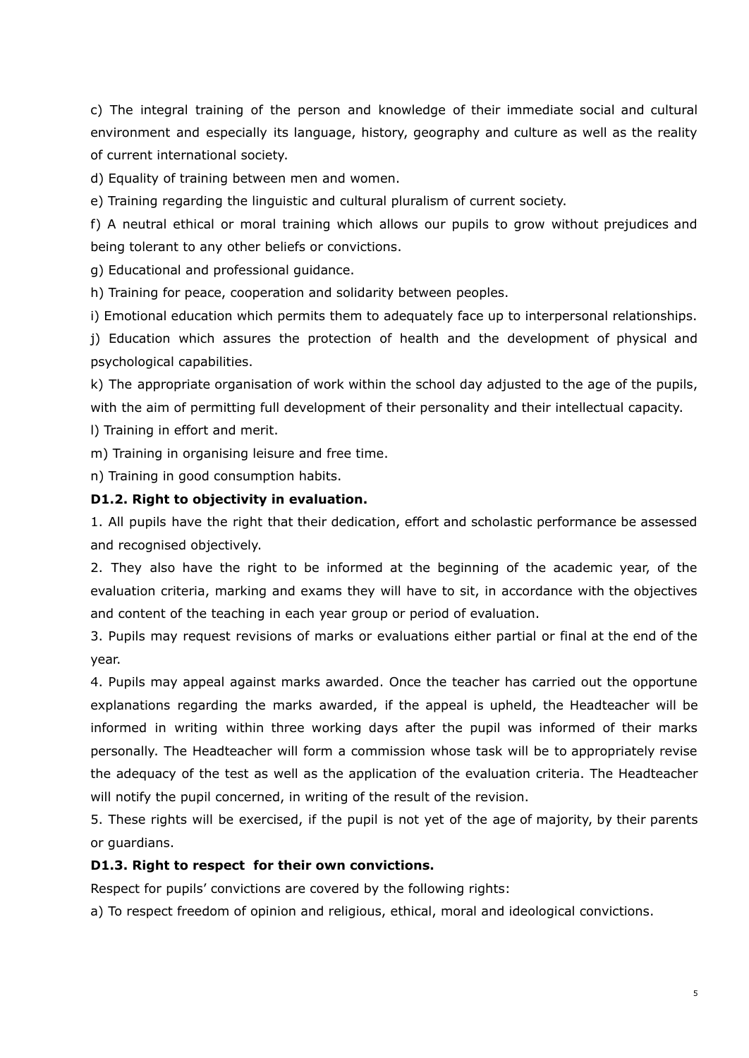c) The integral training of the person and knowledge of their immediate social and cultural environment and especially its language, history, geography and culture as well as the reality of current international society.

d) Equality of training between men and women.

e) Training regarding the linguistic and cultural pluralism of current society.

f) A neutral ethical or moral training which allows our pupils to grow without prejudices and being tolerant to any other beliefs or convictions.

g) Educational and professional guidance.

h) Training for peace, cooperation and solidarity between peoples.

i) Emotional education which permits them to adequately face up to interpersonal relationships.

j) Education which assures the protection of health and the development of physical and psychological capabilities.

k) The appropriate organisation of work within the school day adjusted to the age of the pupils, with the aim of permitting full development of their personality and their intellectual capacity.

l) Training in effort and merit.

m) Training in organising leisure and free time.

n) Training in good consumption habits.

**D1.2. Right to objectivity in evaluation.**

1. All pupils have the right that their dedication, effort and scholastic performance be assessed and recognised objectively.

2. They also have the right to be informed at the beginning of the academic year, of the evaluation criteria, marking and exams they will have to sit, in accordance with the objectives and content of the teaching in each year group or period of evaluation.

3. Pupils may request revisions of marks or evaluations either partial or final at the end of the year.

4. Pupils may appeal against marks awarded. Once the teacher has carried out the opportune explanations regarding the marks awarded, if the appeal is upheld, the Headteacher will be informed in writing within three working days after the pupil was informed of their marks personally. The Headteacher will form a commission whose task will be to appropriately revise the adequacy of the test as well as the application of the evaluation criteria. The Headteacher will notify the pupil concerned, in writing of the result of the revision.

5. These rights will be exercised, if the pupil is not yet of the age of majority, by their parents or guardians.

**D1.3. Right to respect for their own convictions.**

Respect for pupils' convictions are covered by the following rights:

a) To respect freedom of opinion and religious, ethical, moral and ideological convictions.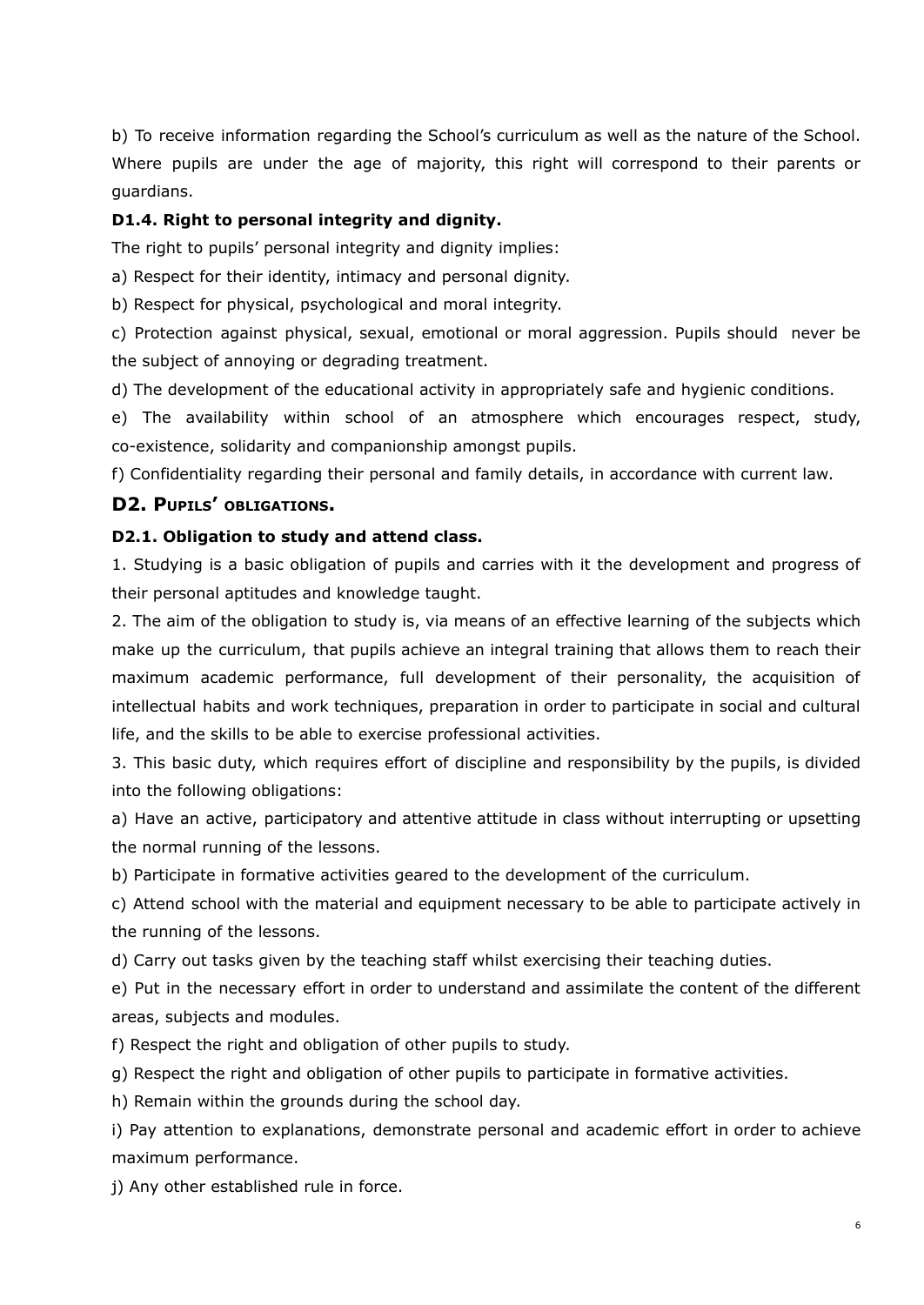b) To receive information regarding the School's curriculum as well as the nature of the School. Where pupils are under the age of majority, this right will correspond to their parents or guardians.

### D1.4. Right to personal integrity and dignity.

The right to pupils' personal integrity and dignity implies:

a) Respect for their identity, intimacy and personal dignity.

b) Respect for physical, psychological and moral integrity.

c) Protection against physical, sexual, emotional or moral aggression. Pupils should never be the subject of annoying or degrading treatment.

d) The development of the educational activity in appropriately safe and hygienic conditions.

e) The availability within school of an atmosphere which encourages respect, study, co-existence, solidarity and companionship amongst pupils.

f) Confidentiality regarding their personal and family details, in accordance with current law.

## D2. Pupils' obligations.

### D2.1. Obligation to study and attend class.

1. Studying is a basic obligation of pupils and carries with it the development and progress of their personal aptitudes and knowledge taught.

2. The aim of the obligation to study is, via means of an effective learning of the subjects which make up the curriculum, that pupils achieve an integral training that allows them to reach their maximum academic performance, full development of their personality, the acquisition of intellectual habits and work techniques, preparation in order to participate in social and cultural life, and the skills to be able to exercise professional activities.

3. This basic duty, which requires effort of discipline and responsibility by the pupils, is divided into the following obligations:

a) Have an active, participatory and attentive attitude in class without interrupting or upsetting the normal running of the lessons.

b) Participate in formative activities geared to the development of the curriculum.

c) Attend school with the material and equipment necessary to be able to participate actively in the running of the lessons.

d) Carry out tasks given by the teaching staff whilst exercising their teaching duties.

e) Put in the necessary effort in order to understand and assimilate the content of the different areas, subjects and modules.

f) Respect the right and obligation of other pupils to study.

g) Respect the right and obligation of other pupils to participate in formative activities.

h) Remain within the grounds during the school day.

i) Pay attention to explanations, demonstrate personal and academic effort in order to achieve maximum performance.

j) Any other established rule in force.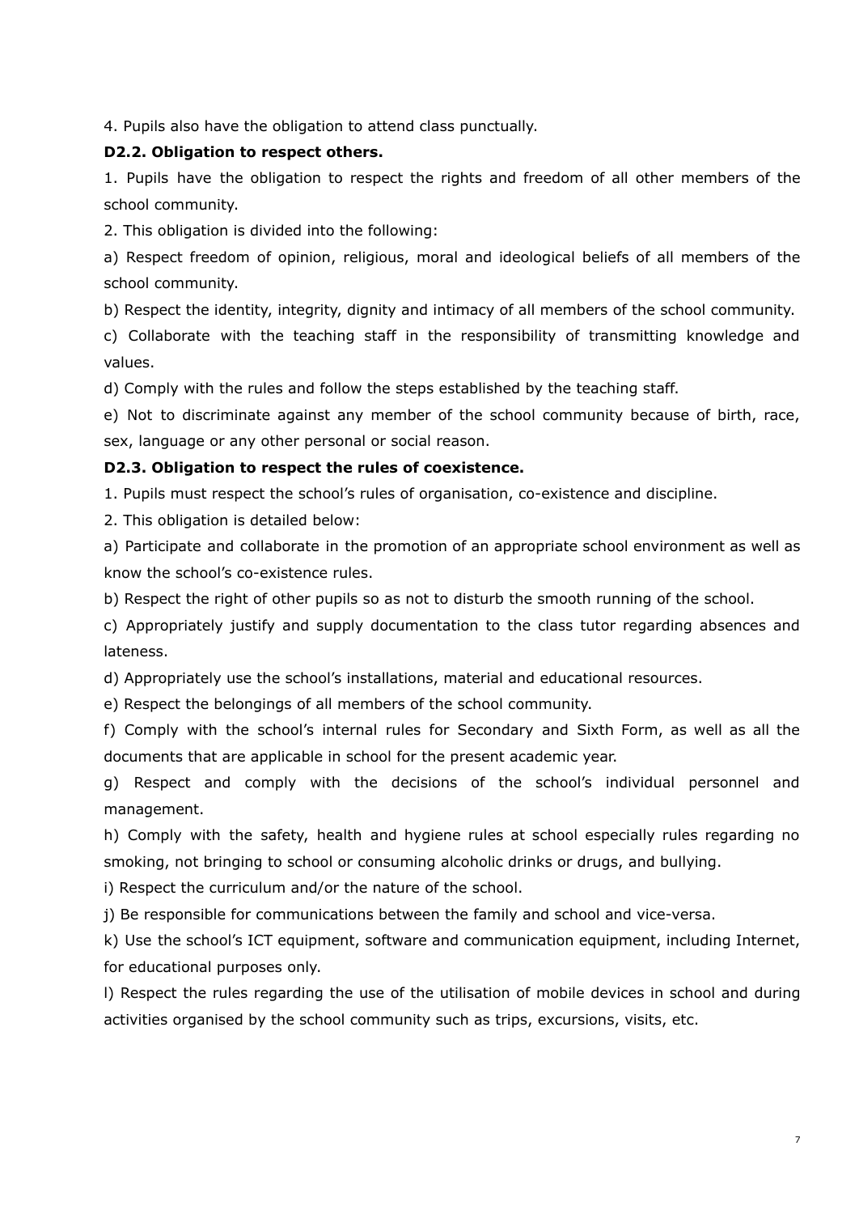4. Pupils also have the obligation to attend class punctually.

**D2.2. Obligation to respect others.**

1. Pupils have the obligation to respect the rights and freedom of all other members of the school community.

2. This obligation is divided into the following:

a) Respect freedom of opinion, religious, moral and ideological beliefs of all members of the school community.

b) Respect the identity, integrity, dignity and intimacy of all members of the school community.

c) Collaborate with the teaching staff in the responsibility of transmitting knowledge and values.

d) Comply with the rules and follow the steps established by the teaching staff.

e) Not to discriminate against any member of the school community because of birth, race, sex, language or any other personal or social reason.

**D2.3. Obligation to respect the rules of coexistence.**

1. Pupils must respect the school's rules of organisation, co-existence and discipline.

2. This obligation is detailed below:

a) Participate and collaborate in the promotion of an appropriate school environment as well as know the school's co-existence rules.

b) Respect the right of other pupils so as not to disturb the smooth running of the school.

c) Appropriately justify and supply documentation to the class tutor regarding absences and lateness.

d) Appropriately use the school's installations, material and educational resources.

e) Respect the belongings of all members of the school community.

f) Comply with the school's internal rules for Secondary and Sixth Form, as well as all the documents that are applicable in school for the present academic year.

g) Respect and comply with the decisions of the school's individual personnel and management.

h) Comply with the safety, health and hygiene rules at school especially rules regarding no smoking, not bringing to school or consuming alcoholic drinks or drugs, and bullying.

i) Respect the curriculum and/or the nature of the school.

j) Be responsible for communications between the family and school and vice-versa.

k) Use the school's ICT equipment, software and communication equipment, including Internet, for educational purposes only.

l) Respect the rules regarding the use of the utilisation of mobile devices in school and during activities organised by the school community such as trips, excursions, visits, etc.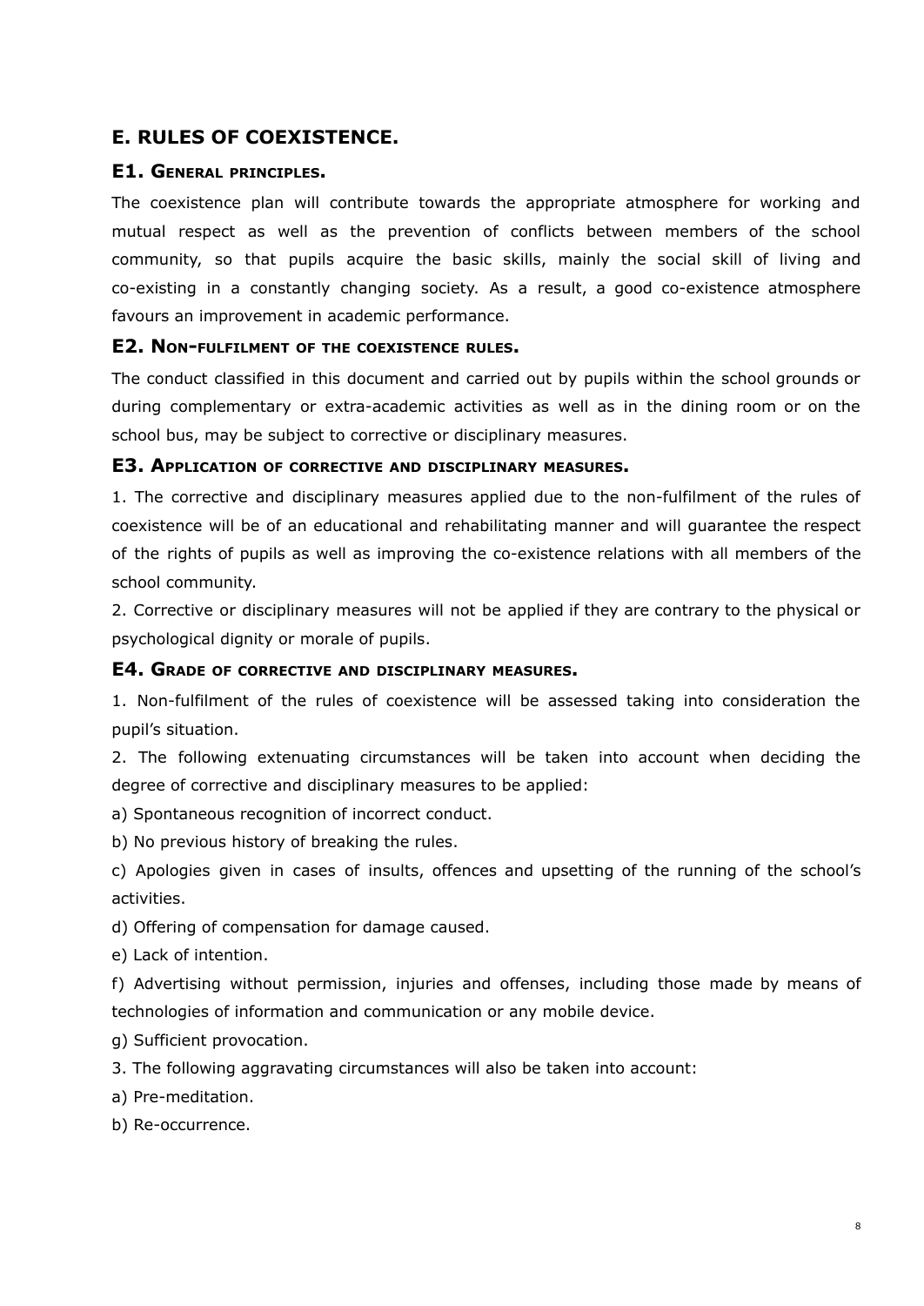## E. RULES OF COEXISTENCE.

### E1. General principles.

The coexistence plan will contribute towards the appropriate atmosphere for working and mutual respect as well as the prevention of conflicts between members of the school community, so that pupils acquire the basic skills, mainly the social skill of living and co-existing in a constantly changing society. As a result, a good co-existence atmosphere favours an improvement in academic performance.

### E2. Non-fulfilment of the coexistence rules.

The conduct classified in this document and carried out by pupils within the school grounds or during complementary or extra-academic activities as well as in the dining room or on the school bus, may be subject to corrective or disciplinary measures.

### E3. Application of corrective and disciplinary measures.

1. The corrective and disciplinary measures applied due to the non-fulfilment of the rules of coexistence will be of an educational and rehabilitating manner and will guarantee the respect of the rights of pupils as well as improving the co-existence relations with all members of the school community.

2. Corrective or disciplinary measures will not be applied if they are contrary to the physical or psychological dignity or morale of pupils.

### E4. Grade of corrective and disciplinary measures.

1. Non-fulfilment of the rules of coexistence will be assessed taking into consideration the pupil's situation.

2. The following extenuating circumstances will be taken into account when deciding the degree of corrective and disciplinary measures to be applied:

a) Spontaneous recognition of incorrect conduct.

b) No previous history of breaking the rules.

c) Apologies given in cases of insults, offences and upsetting of the running of the school's activities.

d) Offering of compensation for damage caused.

e) Lack of intention.

f) Advertising without permission, injuries and offenses, including those made by means of technologies of information and communication or any mobile device.

g) Sufficient provocation.

3. The following aggravating circumstances will also be taken into account:

a) Pre-meditation.

b) Re-occurrence.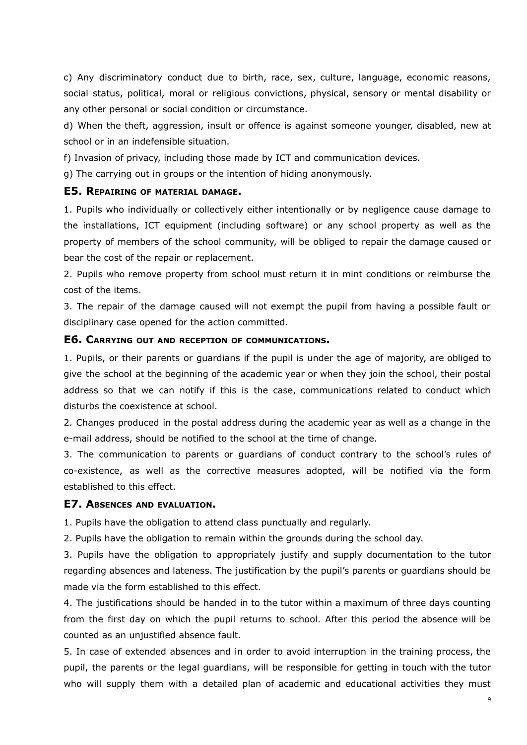c) Any discriminatory conduct due to birth, race, sex, culture, language, economic reasons, social status, political, moral or religious convictions, physical, sensory or mental disability or any other personal or social condition or circumstance.

d) When the theft, aggression, insult or offence is against someone younger, disabled, new at school or in an indefensible situation.

f) Invasion of privacy, including those made by ICT and communication devices.

g) The carrying out in groups or the intention of hiding anonymously.

### E5. Repairing of material damage.

1. Pupils who individually or collectively either intentionally or by negligence cause damage to the installations, ICT equipment (including software) or any school property as well as the property of members of the school community, will be obliged to repair the damage caused or bear the cost of the repair or replacement.

2. Pupils who remove property from school must return it in mint conditions or reimburse the cost of the items.

3. The repair of the damage caused will not exempt the pupil from having a possible fault or disciplinary case opened for the action committed.

### E6. Carrying out and reception of communications.

1. Pupils, or their parents or guardians if the pupil is under the age of majority, are obliged to give the school at the beginning of the academic year or when they join the school, their postal address so that we can notify if this is the case, communications related to conduct which disturbs the coexistence at school.

2. Changes produced in the postal address during the academic year as well as a change in the e-mail address, should be notified to the school at the time of change.

3. The communication to parents or guardians of conduct contrary to the school's rules of co-existence, as well as the corrective measures adopted, will be notified via the form established to this effect.

### E7. Absences and evaluation.

1. Pupils have the obligation to attend class punctually and regularly.

2. Pupils have the obligation to remain within the grounds during the school day.

3. Pupils have the obligation to appropriately justify and supply documentation to the tutor regarding absences and lateness. The justification by the pupil's parents or guardians should be made via the form established to this effect.

4. The justifications should be handed in to the tutor within a maximum of three days counting from the first day on which the pupil returns to school. After this period the absence will be counted as an unjustified absence fault.

5. In case of extended absences and in order to avoid interruption in the training process, the pupil, the parents or the legal guardians, will be responsible for getting in touch with the tutor who will supply them with a detailed plan of academic and educational activities they must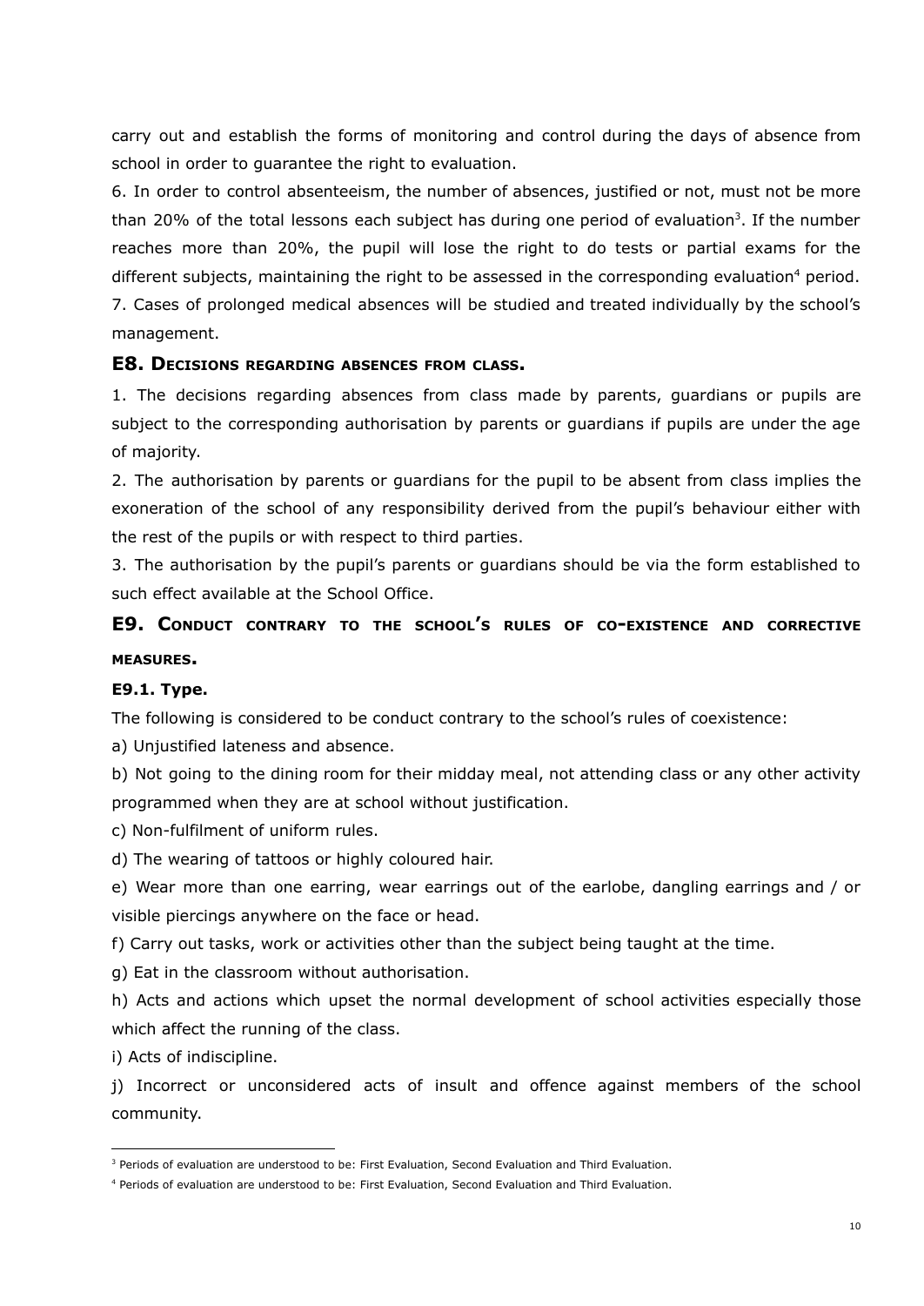carry out and establish the forms of monitoring and control during the days of absence from school in order to guarantee the right to evaluation.

6. In order to control absenteeism, the number of absences, justified or not, must not be more than 20% of the total lessons each subject has during one period of evaluation[3]. If the number reaches more than 20%, the pupil will lose the right to do tests or partial exams for the different subjects, maintaining the right to be assessed in the corresponding evaluation[4] period.

7. Cases of prolonged medical absences will be studied and treated individually by the school's management.

### E8. Decisions regarding absences from class.

1. The decisions regarding absences from class made by parents, guardians or pupils are subject to the corresponding authorisation by parents or guardians if pupils are under the age of majority.

2. The authorisation by parents or guardians for the pupil to be absent from class implies the exoneration of the school of any responsibility derived from the pupil's behaviour either with the rest of the pupils or with respect to third parties.

3. The authorisation by the pupil's parents or guardians should be via the form established to such effect available at the School Office.

### E9. Conduct contrary to the school's rules of co-existence and corrective measures.

#### E9.1. Type.

The following is considered to be conduct contrary to the school's rules of coexistence:

a) Unjustified lateness and absence.

b) Not going to the dining room for their midday meal, not attending class or any other activity programmed when they are at school without justification.

c) Non-fulfilment of uniform rules.

d) The wearing of tattoos or highly coloured hair.

e) Wear more than one earring, wear earrings out of the earlobe, dangling earrings and / or visible piercings anywhere on the face or head.

f) Carry out tasks, work or activities other than the subject being taught at the time.

g) Eat in the classroom without authorisation.

h) Acts and actions which upset the normal development of school activities especially those which affect the running of the class.

i) Acts of indiscipline.

j) Incorrect or unconsidered acts of insult and offence against members of the school community.

---

[3] Periods of evaluation are understood to be: First Evaluation, Second Evaluation and Third Evaluation.

[4] Periods of evaluation are understood to be: First Evaluation, Second Evaluation and Third Evaluation.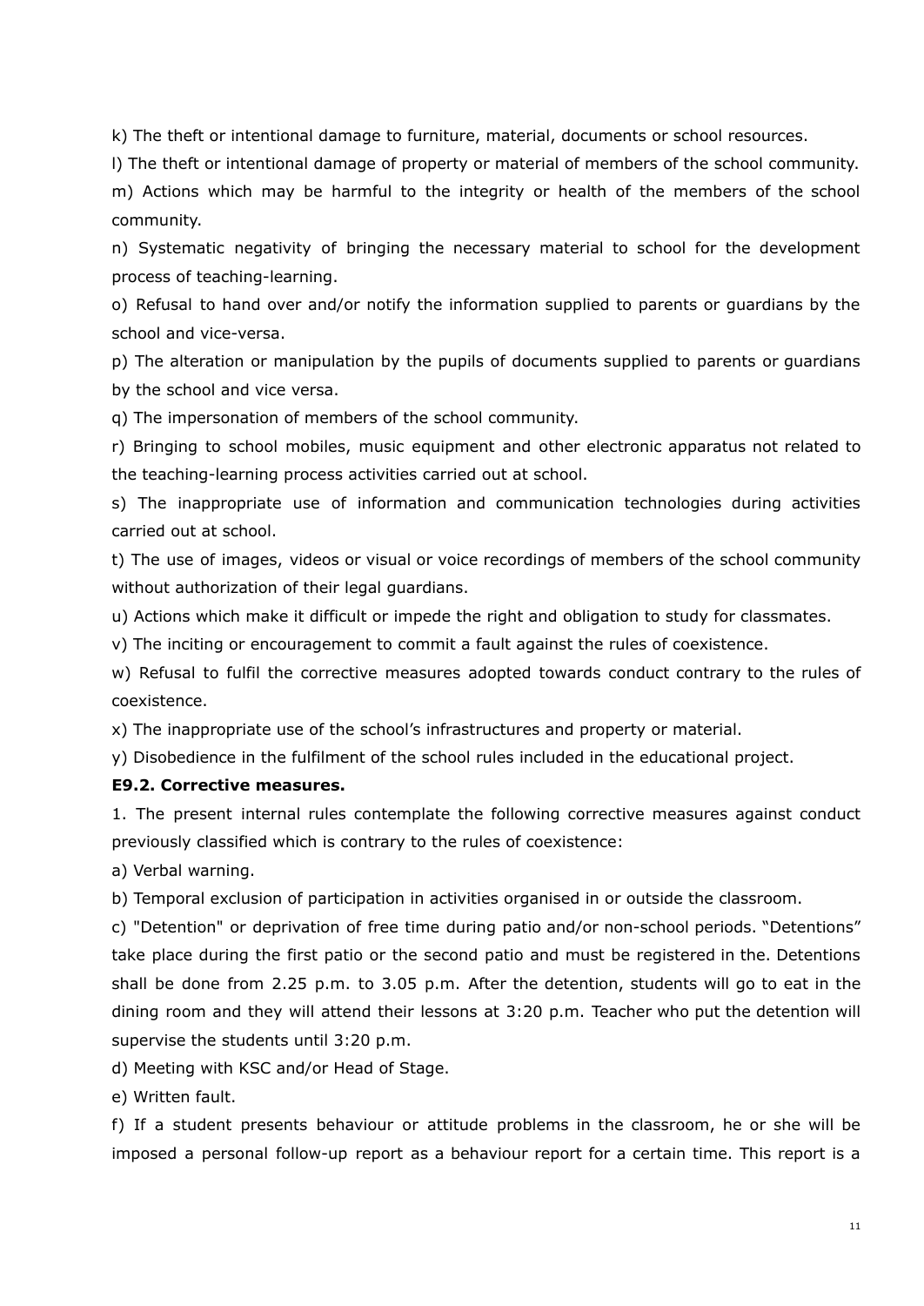k) The theft or intentional damage to furniture, material, documents or school resources.

l) The theft or intentional damage of property or material of members of the school community.

m) Actions which may be harmful to the integrity or health of the members of the school community.

n) Systematic negativity of bringing the necessary material to school for the development process of teaching-learning.

o) Refusal to hand over and/or notify the information supplied to parents or guardians by the school and vice-versa.

p) The alteration or manipulation by the pupils of documents supplied to parents or guardians by the school and vice versa.

q) The impersonation of members of the school community.

r) Bringing to school mobiles, music equipment and other electronic apparatus not related to the teaching-learning process activities carried out at school.

s) The inappropriate use of information and communication technologies during activities carried out at school.

t) The use of images, videos or visual or voice recordings of members of the school community without authorization of their legal guardians.

u) Actions which make it difficult or impede the right and obligation to study for classmates.

v) The inciting or encouragement to commit a fault against the rules of coexistence.

w) Refusal to fulfil the corrective measures adopted towards conduct contrary to the rules of coexistence.

x) The inappropriate use of the school's infrastructures and property or material.

y) Disobedience in the fulfilment of the school rules included in the educational project.

**E9.2. Corrective measures.**

1. The present internal rules contemplate the following corrective measures against conduct previously classified which is contrary to the rules of coexistence:

a) Verbal warning.

b) Temporal exclusion of participation in activities organised in or outside the classroom.

c) "Detention" or deprivation of free time during patio and/or non-school periods. "Detentions" take place during the first patio or the second patio and must be registered in the. Detentions shall be done from 2.25 p.m. to 3.05 p.m. After the detention, students will go to eat in the dining room and they will attend their lessons at 3:20 p.m. Teacher who put the detention will supervise the students until 3:20 p.m.

d) Meeting with KSC and/or Head of Stage.

e) Written fault.

f) If a student presents behaviour or attitude problems in the classroom, he or she will be imposed a personal follow-up report as a behaviour report for a certain time. This report is a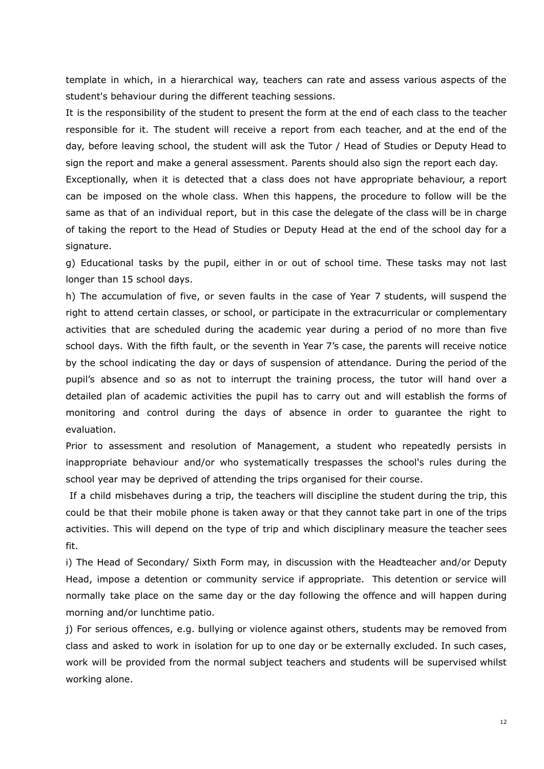template in which, in a hierarchical way, teachers can rate and assess various aspects of the student's behaviour during the different teaching sessions.

It is the responsibility of the student to present the form at the end of each class to the teacher responsible for it. The student will receive a report from each teacher, and at the end of the day, before leaving school, the student will ask the Tutor / Head of Studies or Deputy Head to sign the report and make a general assessment. Parents should also sign the report each day.

Exceptionally, when it is detected that a class does not have appropriate behaviour, a report can be imposed on the whole class. When this happens, the procedure to follow will be the same as that of an individual report, but in this case the delegate of the class will be in charge of taking the report to the Head of Studies or Deputy Head at the end of the school day for a signature.

g) Educational tasks by the pupil, either in or out of school time. These tasks may not last longer than 15 school days.

h) The accumulation of five, or seven faults in the case of Year 7 students, will suspend the right to attend certain classes, or school, or participate in the extracurricular or complementary activities that are scheduled during the academic year during a period of no more than five school days. With the fifth fault, or the seventh in Year 7's case, the parents will receive notice by the school indicating the day or days of suspension of attendance. During the period of the pupil's absence and so as not to interrupt the training process, the tutor will hand over a detailed plan of academic activities the pupil has to carry out and will establish the forms of monitoring and control during the days of absence in order to guarantee the right to evaluation.

Prior to assessment and resolution of Management, a student who repeatedly persists in inappropriate behaviour and/or who systematically trespasses the school's rules during the school year may be deprived of attending the trips organised for their course.

If a child misbehaves during a trip, the teachers will discipline the student during the trip, this could be that their mobile phone is taken away or that they cannot take part in one of the trips activities. This will depend on the type of trip and which disciplinary measure the teacher sees fit.

i) The Head of Secondary/ Sixth Form may, in discussion with the Headteacher and/or Deputy Head, impose a detention or community service if appropriate. This detention or service will normally take place on the same day or the day following the offence and will happen during morning and/or lunchtime patio.

j) For serious offences, e.g. bullying or violence against others, students may be removed from class and asked to work in isolation for up to one day or be externally excluded. In such cases, work will be provided from the normal subject teachers and students will be supervised whilst working alone.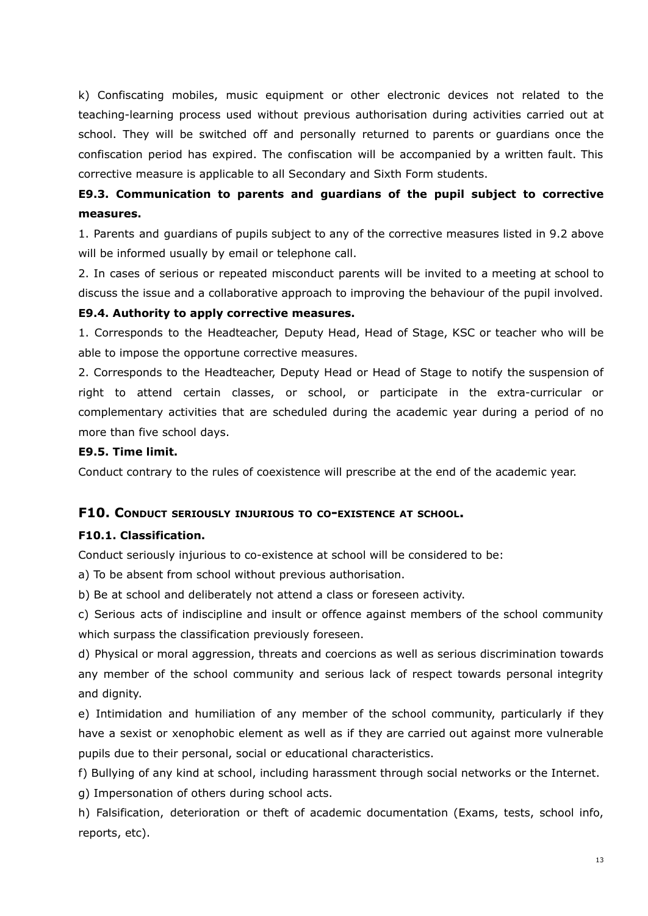k) Confiscating mobiles, music equipment or other electronic devices not related to the teaching-learning process used without previous authorisation during activities carried out at school. They will be switched off and personally returned to parents or guardians once the confiscation period has expired. The confiscation will be accompanied by a written fault. This corrective measure is applicable to all Secondary and Sixth Form students.

### E9.3. Communication to parents and guardians of the pupil subject to corrective measures.

1. Parents and guardians of pupils subject to any of the corrective measures listed in 9.2 above will be informed usually by email or telephone call.

2. In cases of serious or repeated misconduct parents will be invited to a meeting at school to discuss the issue and a collaborative approach to improving the behaviour of the pupil involved.

#### E9.4. Authority to apply corrective measures.

1. Corresponds to the Headteacher, Deputy Head, Head of Stage, KSC or teacher who will be able to impose the opportune corrective measures.

2. Corresponds to the Headteacher, Deputy Head or Head of Stage to notify the suspension of right to attend certain classes, or school, or participate in the extra-curricular or complementary activities that are scheduled during the academic year during a period of no more than five school days.

#### E9.5. Time limit.

Conduct contrary to the rules of coexistence will prescribe at the end of the academic year.

## F10. Conduct seriously injurious to co-existence at school.

#### F10.1. Classification.

Conduct seriously injurious to co-existence at school will be considered to be:

a) To be absent from school without previous authorisation.

b) Be at school and deliberately not attend a class or foreseen activity.

c) Serious acts of indiscipline and insult or offence against members of the school community which surpass the classification previously foreseen.

d) Physical or moral aggression, threats and coercions as well as serious discrimination towards any member of the school community and serious lack of respect towards personal integrity and dignity.

e) Intimidation and humiliation of any member of the school community, particularly if they have a sexist or xenophobic element as well as if they are carried out against more vulnerable pupils due to their personal, social or educational characteristics.

f) Bullying of any kind at school, including harassment through social networks or the Internet.

g) Impersonation of others during school acts.

h) Falsification, deterioration or theft of academic documentation (Exams, tests, school info, reports, etc).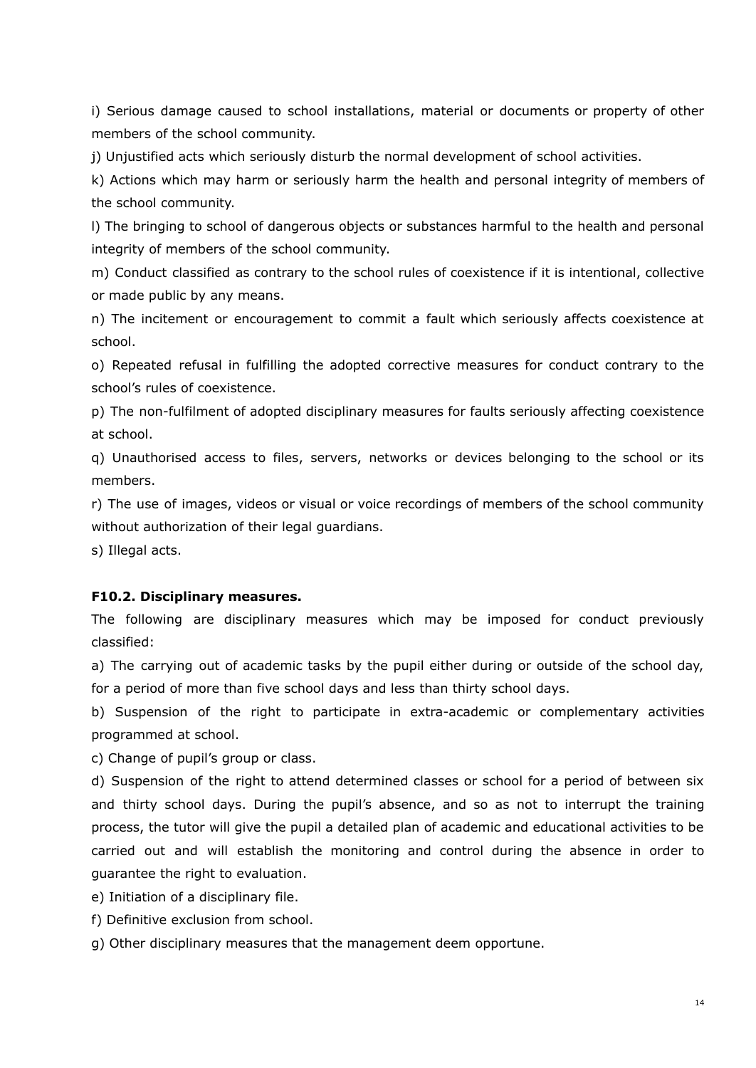i) Serious damage caused to school installations, material or documents or property of other members of the school community.

j) Unjustified acts which seriously disturb the normal development of school activities.

k) Actions which may harm or seriously harm the health and personal integrity of members of the school community.

l) The bringing to school of dangerous objects or substances harmful to the health and personal integrity of members of the school community.

m) Conduct classified as contrary to the school rules of coexistence if it is intentional, collective or made public by any means.

n) The incitement or encouragement to commit a fault which seriously affects coexistence at school.

o) Repeated refusal in fulfilling the adopted corrective measures for conduct contrary to the school's rules of coexistence.

p) The non-fulfilment of adopted disciplinary measures for faults seriously affecting coexistence at school.

q) Unauthorised access to files, servers, networks or devices belonging to the school or its members.

r) The use of images, videos or visual or voice recordings of members of the school community without authorization of their legal guardians.

s) Illegal acts.

**F10.2. Disciplinary measures.**

The following are disciplinary measures which may be imposed for conduct previously classified:

a) The carrying out of academic tasks by the pupil either during or outside of the school day, for a period of more than five school days and less than thirty school days.

b) Suspension of the right to participate in extra-academic or complementary activities programmed at school.

c) Change of pupil's group or class.

d) Suspension of the right to attend determined classes or school for a period of between six and thirty school days. During the pupil's absence, and so as not to interrupt the training process, the tutor will give the pupil a detailed plan of academic and educational activities to be carried out and will establish the monitoring and control during the absence in order to guarantee the right to evaluation.

e) Initiation of a disciplinary file.

f) Definitive exclusion from school.

g) Other disciplinary measures that the management deem opportune.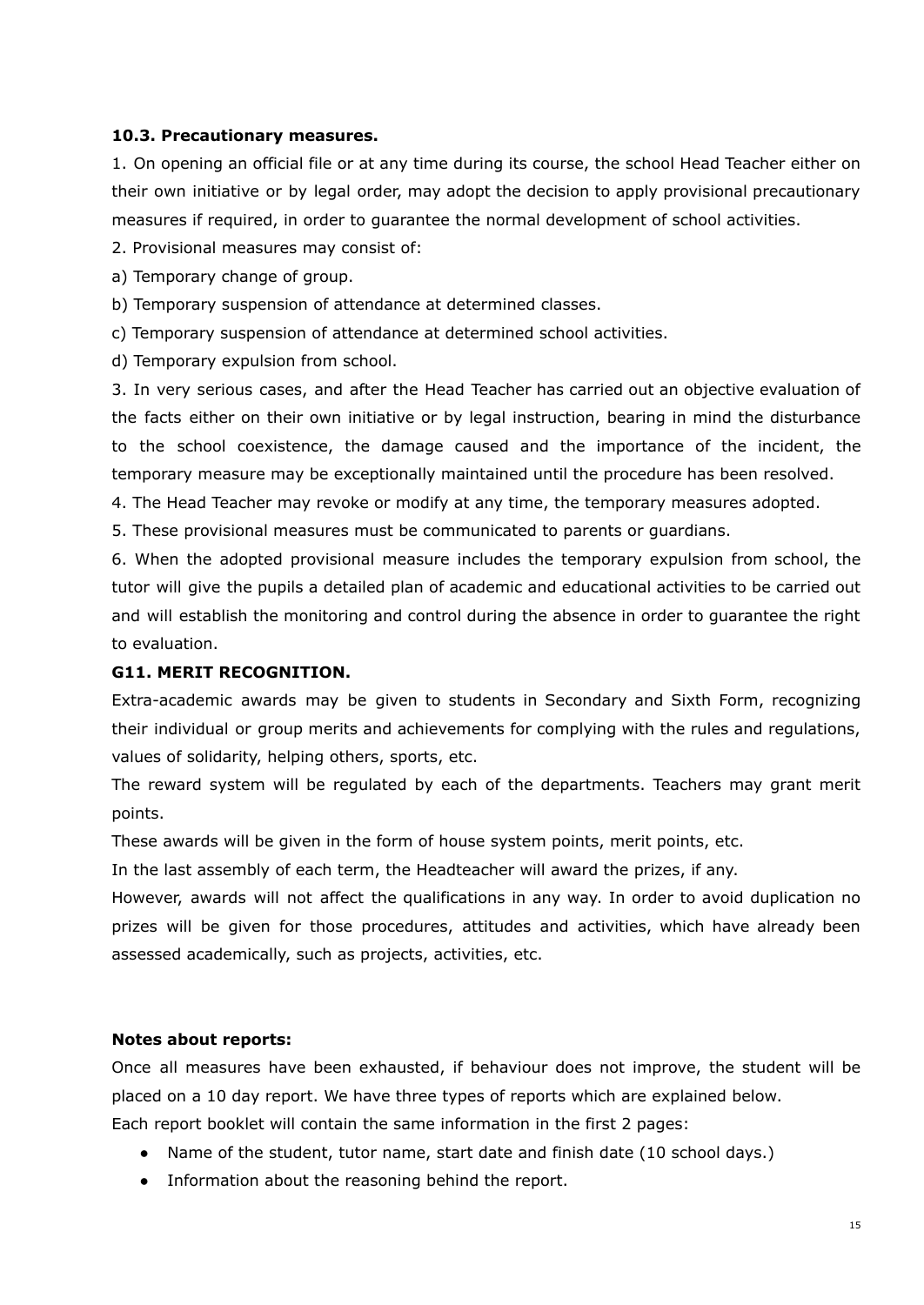**10.3. Precautionary measures.**

1. On opening an official file or at any time during its course, the school Head Teacher either on their own initiative or by legal order, may adopt the decision to apply provisional precautionary measures if required, in order to guarantee the normal development of school activities.

2. Provisional measures may consist of:

a) Temporary change of group.

b) Temporary suspension of attendance at determined classes.

c) Temporary suspension of attendance at determined school activities.

d) Temporary expulsion from school.

3. In very serious cases, and after the Head Teacher has carried out an objective evaluation of the facts either on their own initiative or by legal instruction, bearing in mind the disturbance to the school coexistence, the damage caused and the importance of the incident, the temporary measure may be exceptionally maintained until the procedure has been resolved.

4. The Head Teacher may revoke or modify at any time, the temporary measures adopted.

5. These provisional measures must be communicated to parents or guardians.

6. When the adopted provisional measure includes the temporary expulsion from school, the tutor will give the pupils a detailed plan of academic and educational activities to be carried out and will establish the monitoring and control during the absence in order to guarantee the right to evaluation.

**G11. MERIT RECOGNITION.**

Extra-academic awards may be given to students in Secondary and Sixth Form, recognizing their individual or group merits and achievements for complying with the rules and regulations, values of solidarity, helping others, sports, etc.

The reward system will be regulated by each of the departments. Teachers may grant merit points.

These awards will be given in the form of house system points, merit points, etc.

In the last assembly of each term, the Headteacher will award the prizes, if any.

However, awards will not affect the qualifications in any way. In order to avoid duplication no prizes will be given for those procedures, attitudes and activities, which have already been assessed academically, such as projects, activities, etc.

**Notes about reports:**

Once all measures have been exhausted, if behaviour does not improve, the student will be placed on a 10 day report. We have three types of reports which are explained below.

Each report booklet will contain the same information in the first 2 pages:

- Name of the student, tutor name, start date and finish date (10 school days.)
- Information about the reasoning behind the report.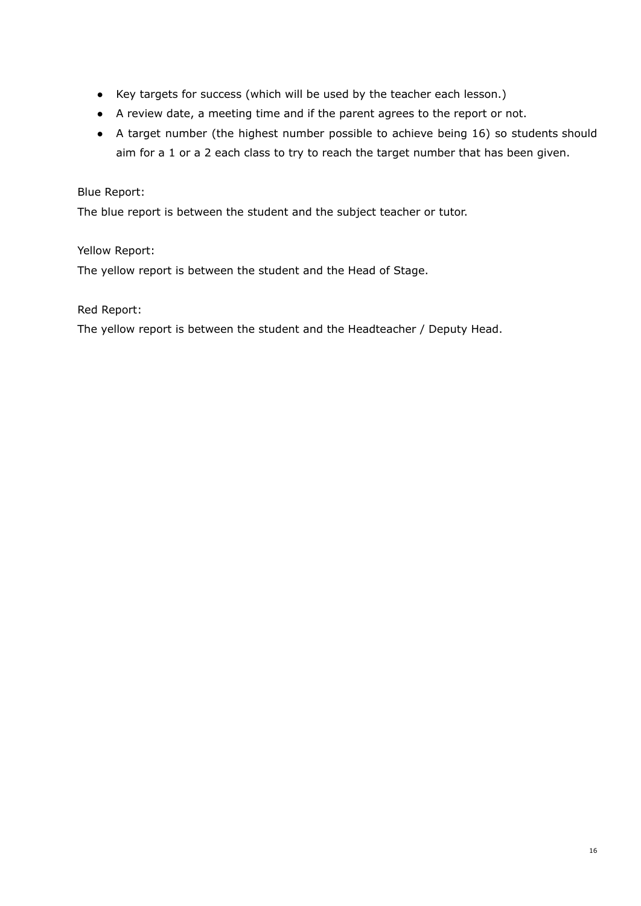- Key targets for success (which will be used by the teacher each lesson.)
- A review date, a meeting time and if the parent agrees to the report or not.
- A target number (the highest number possible to achieve being 16) so students should aim for a 1 or a 2 each class to try to reach the target number that has been given.

Blue Report:

The blue report is between the student and the subject teacher or tutor.

Yellow Report:

The yellow report is between the student and the Head of Stage.

Red Report:

The yellow report is between the student and the Headteacher / Deputy Head.